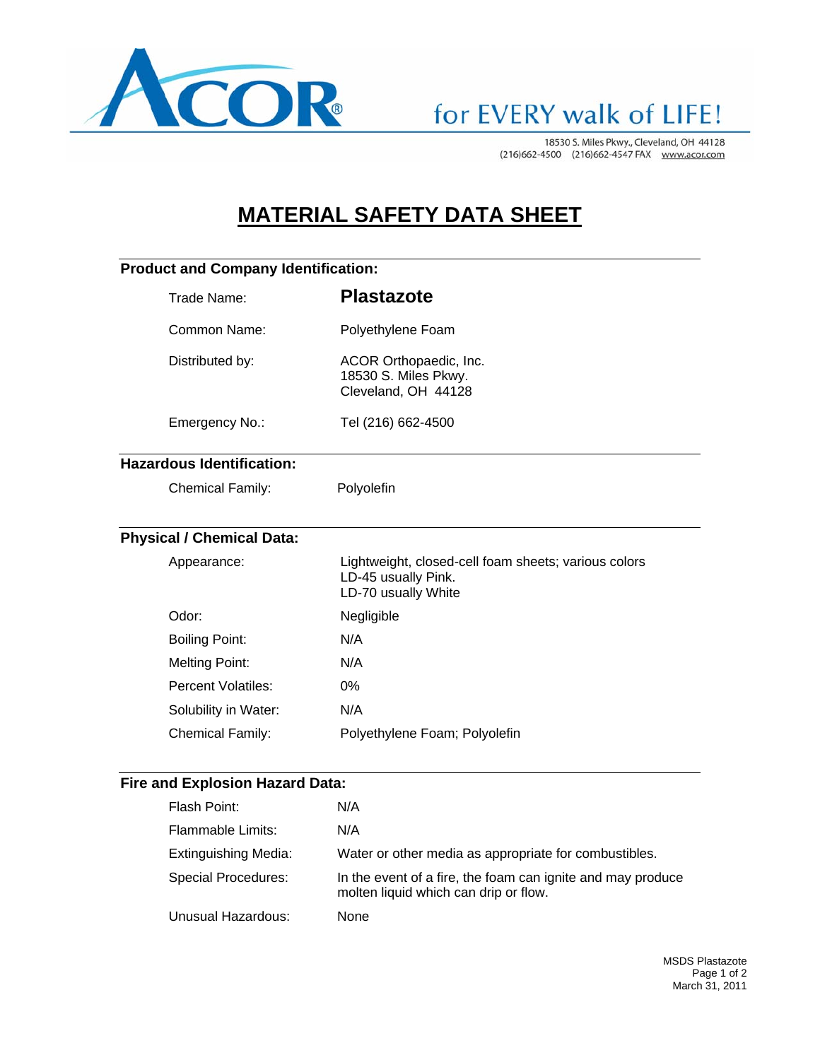ACOR® for EVERY walk of LIFE!

18530 S. Miles Pkwy., Cleveland, OH 44128
(216)662-4500 (216)662-4547 FAX www.acor.com

# MATERIAL SAFETY DATA SHEET

## Product and Company Identification:

| | |
|---|---|
| Trade Name: | **Plastazote** |
| Common Name: | Polyethylene Foam |
| Distributed by: | ACOR Orthopaedic, Inc.<br>18530 S. Miles Pkwy.<br>Cleveland, OH 44128 |
| Emergency No.: | Tel (216) 662-4500 |

## Hazardous Identification:

| | |
|---|---|
| Chemical Family: | Polyolefin |

## Physical / Chemical Data:

| | |
|---|---|
| Appearance: | Lightweight, closed-cell foam sheets; various colors<br>LD-45 usually Pink.<br>LD-70 usually White |
| Odor: | Negligible |
| Boiling Point: | N/A |
| Melting Point: | N/A |
| Percent Volatiles: | 0% |
| Solubility in Water: | N/A |
| Chemical Family: | Polyethylene Foam; Polyolefin |

## Fire and Explosion Hazard Data:

| | |
|---|---|
| Flash Point: | N/A |
| Flammable Limits: | N/A |
| Extinguishing Media: | Water or other media as appropriate for combustibles. |
| Special Procedures: | In the event of a fire, the foam can ignite and may produce molten liquid which can drip or flow. |
| Unusual Hazardous: | None |

MSDS Plastazote
March 31, 2011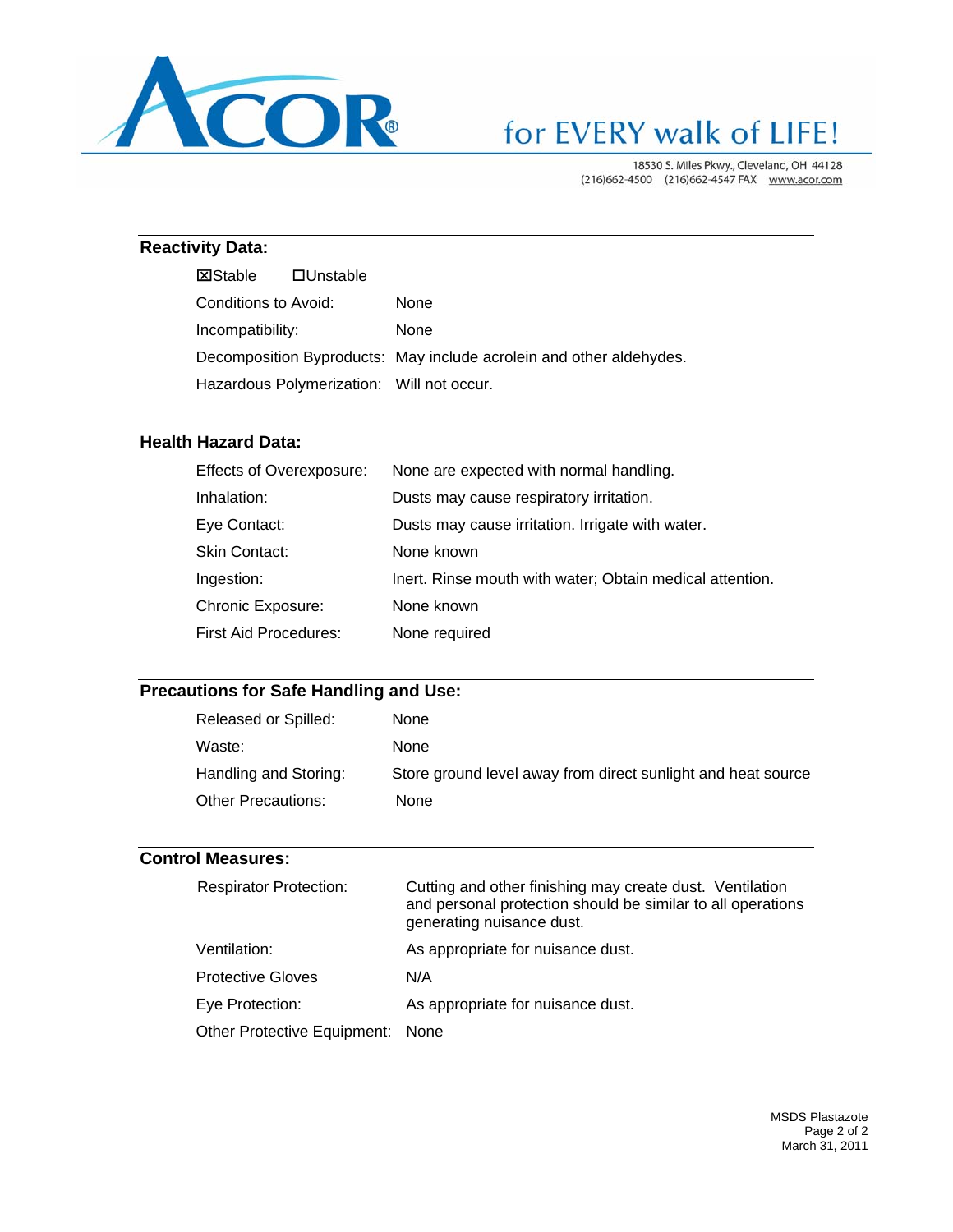## Reactivity Data:

☒Stable ☐Unstable

| | |
|---|---|
| Conditions to Avoid: | None |
| Incompatibility: | None |
| Decomposition Byproducts: | May include acrolein and other aldehydes. |
| Hazardous Polymerization: | Will not occur. |

## Health Hazard Data:

| | |
|---|---|
| Effects of Overexposure: | None are expected with normal handling. |
| Inhalation: | Dusts may cause respiratory irritation. |
| Eye Contact: | Dusts may cause irritation. Irrigate with water. |
| Skin Contact: | None known |
| Ingestion: | Inert. Rinse mouth with water; Obtain medical attention. |
| Chronic Exposure: | None known |
| First Aid Procedures: | None required |

## Precautions for Safe Handling and Use:

| | |
|---|---|
| Released or Spilled: | None |
| Waste: | None |
| Handling and Storing: | Store ground level away from direct sunlight and heat source |
| Other Precautions: | None |

## Control Measures:

| | |
|---|---|
| Respirator Protection: | Cutting and other finishing may create dust. Ventilation and personal protection should be similar to all operations generating nuisance dust. |
| Ventilation: | As appropriate for nuisance dust. |
| Protective Gloves | N/A |
| Eye Protection: | As appropriate for nuisance dust. |
| Other Protective Equipment: | None |

MSDS Plastazote
March 31, 2011